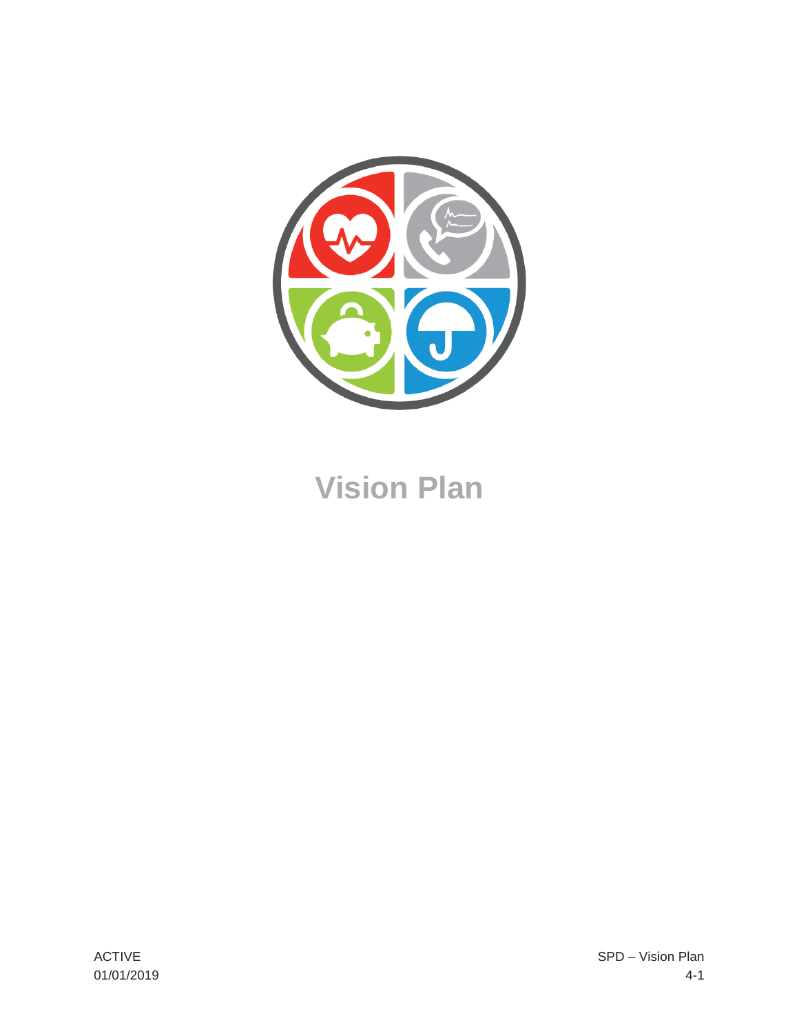# Vision Plan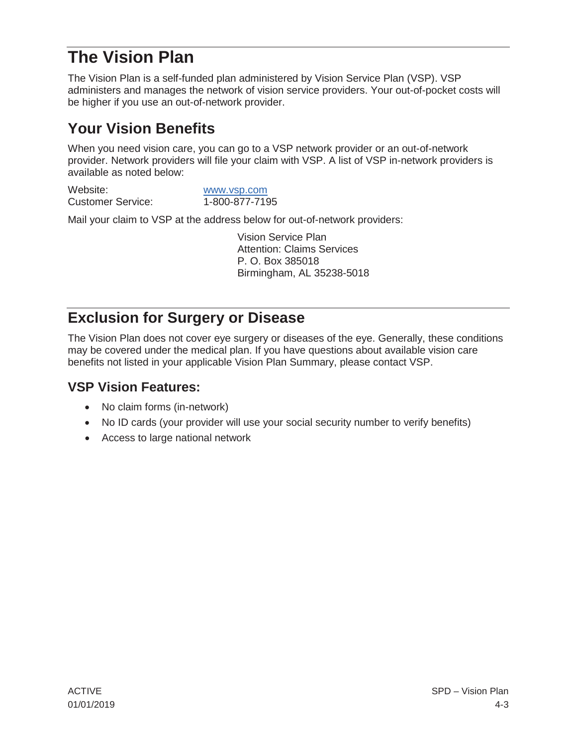# The Vision Plan

The Vision Plan is a self-funded plan administered by Vision Service Plan (VSP). VSP administers and manages the network of vision service providers. Your out-of-pocket costs will be higher if you use an out-of-network provider.

## Your Vision Benefits

When you need vision care, you can go to a VSP network provider or an out-of-network provider. Network providers will file your claim with VSP. A list of VSP in-network providers is available as noted below:

Website: www.vsp.com
Customer Service: 1-800-877-7195

Mail your claim to VSP at the address below for out-of-network providers:

Vision Service Plan
Attention: Claims Services
P. O. Box 385018
Birmingham, AL 35238-5018

# Exclusion for Surgery or Disease

The Vision Plan does not cover eye surgery or diseases of the eye. Generally, these conditions may be covered under the medical plan. If you have questions about available vision care benefits not listed in your applicable Vision Plan Summary, please contact VSP.

## VSP Vision Features:

- No claim forms (in-network)
- No ID cards (your provider will use your social security number to verify benefits)
- Access to large national network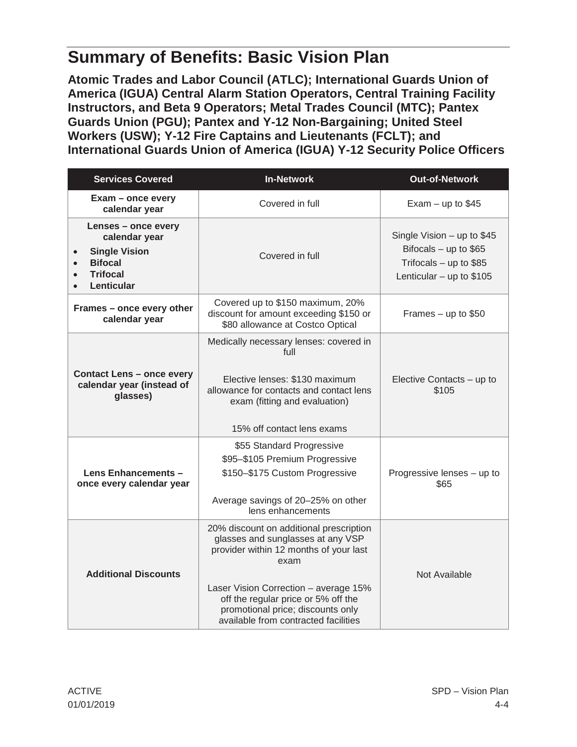# Summary of Benefits: Basic Vision Plan

**Atomic Trades and Labor Council (ATLC); International Guards Union of America (IGUA) Central Alarm Station Operators, Central Training Facility Instructors, and Beta 9 Operators; Metal Trades Council (MTC); Pantex Guards Union (PGU); Pantex and Y-12 Non-Bargaining; United Steel Workers (USW); Y-12 Fire Captains and Lieutenants (FCLT); and International Guards Union of America (IGUA) Y-12 Security Police Officers**

| Services Covered | In-Network | Out-of-Network |
|---|---|---|
| **Exam – once every calendar year** | Covered in full | Exam – up to $45 |
| **Lenses – once every calendar year**<br>• **Single Vision**<br>• **Bifocal**<br>• **Trifocal**<br>• **Lenticular** | Covered in full | Single Vision – up to $45<br>Bifocals – up to $65<br>Trifocals – up to $85<br>Lenticular – up to $105 |
| **Frames – once every other calendar year** | Covered up to $150 maximum, 20% discount for amount exceeding $150 or $80 allowance at Costco Optical | Frames – up to $50 |
| **Contact Lens – once every calendar year (instead of glasses)** | Medically necessary lenses: covered in full<br><br>Elective lenses: $130 maximum allowance for contacts and contact lens exam (fitting and evaluation)<br><br>15% off contact lens exams | Elective Contacts – up to $105 |
| **Lens Enhancements – once every calendar year** | $55 Standard Progressive<br>$95–$105 Premium Progressive<br>$150–$175 Custom Progressive<br><br>Average savings of 20–25% on other lens enhancements | Progressive lenses – up to $65 |
| **Additional Discounts** | 20% discount on additional prescription glasses and sunglasses at any VSP provider within 12 months of your last exam<br><br>Laser Vision Correction – average 15% off the regular price or 5% off the promotional price; discounts only available from contracted facilities | Not Available |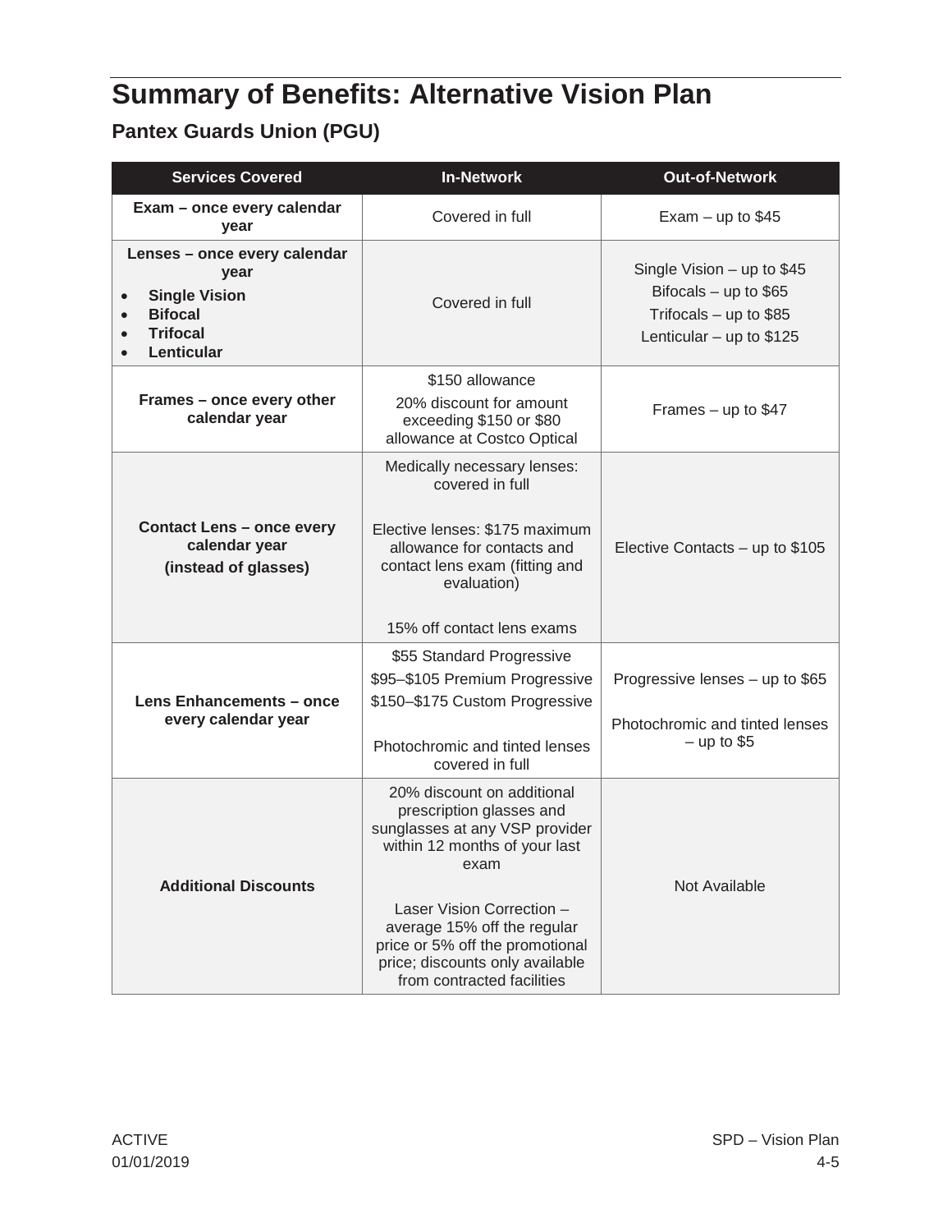# Summary of Benefits: Alternative Vision Plan

## Pantex Guards Union (PGU)

| Services Covered | In-Network | Out-of-Network |
|---|---|---|
| **Exam – once every calendar year** | Covered in full | Exam – up to $45 |
| **Lenses – once every calendar year**<br>• **Single Vision**<br>• **Bifocal**<br>• **Trifocal**<br>• **Lenticular** | Covered in full | Single Vision – up to $45<br>Bifocals – up to $65<br>Trifocals – up to $85<br>Lenticular – up to $125 |
| **Frames – once every other calendar year** | $150 allowance<br>20% discount for amount exceeding $150 or $80 allowance at Costco Optical | Frames – up to $47 |
| **Contact Lens – once every calendar year (instead of glasses)** | Medically necessary lenses: covered in full<br><br>Elective lenses: $175 maximum allowance for contacts and contact lens exam (fitting and evaluation)<br><br>15% off contact lens exams | Elective Contacts – up to $105 |
| **Lens Enhancements – once every calendar year** | $55 Standard Progressive<br>$95–$105 Premium Progressive<br>$150–$175 Custom Progressive<br><br>Photochromic and tinted lenses covered in full | Progressive lenses – up to $65<br><br>Photochromic and tinted lenses – up to $5 |
| **Additional Discounts** | 20% discount on additional prescription glasses and sunglasses at any VSP provider within 12 months of your last exam<br><br>Laser Vision Correction – average 15% off the regular price or 5% off the promotional price; discounts only available from contracted facilities | Not Available |